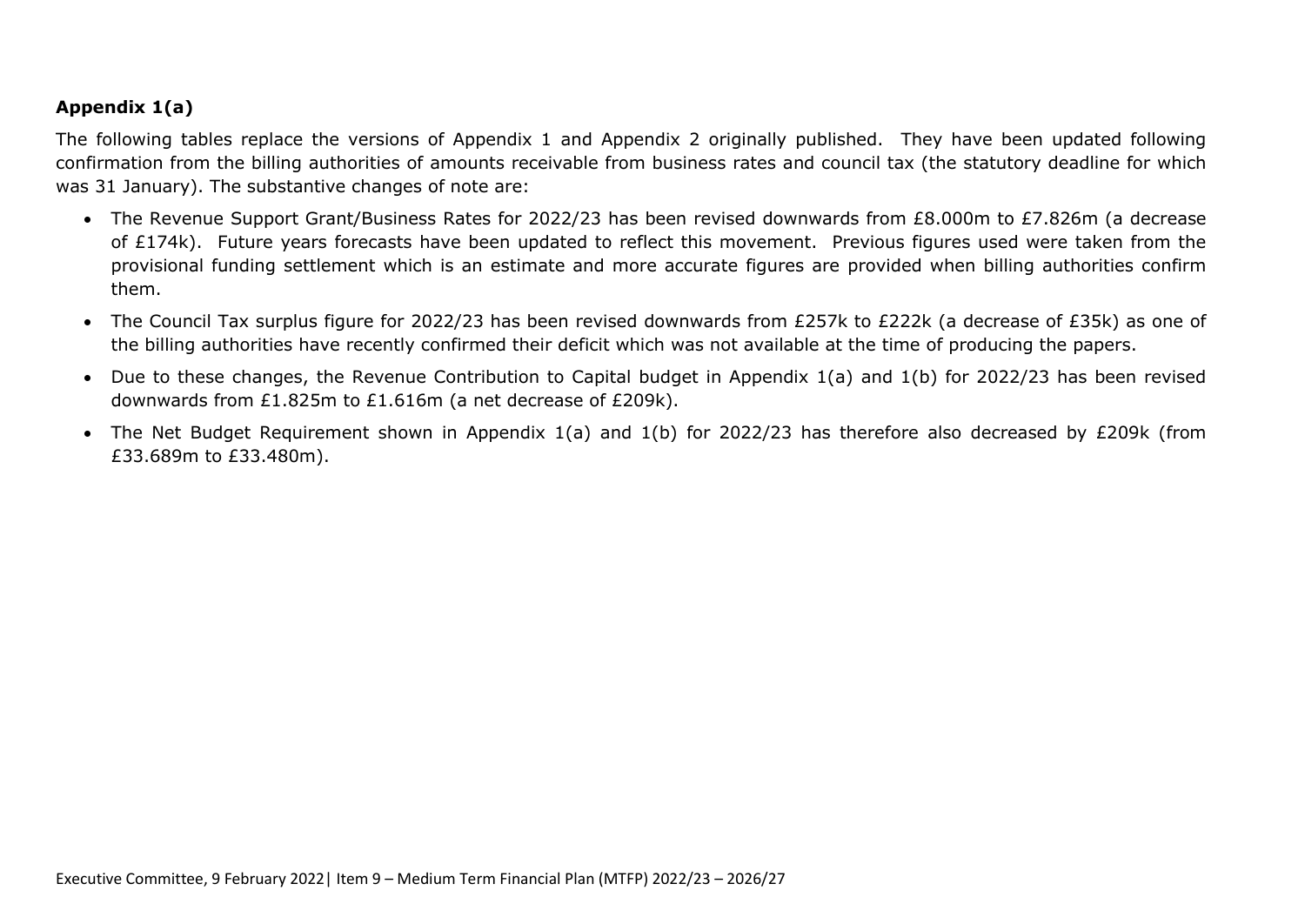**Appendix 1(a)**

The following tables replace the versions of Appendix 1 and Appendix 2 originally published. They have been updated following confirmation from the billing authorities of amounts receivable from business rates and council tax (the statutory deadline for which was 31 January). The substantive changes of note are:

- The Revenue Support Grant/Business Rates for 2022/23 has been revised downwards from £8.000m to £7.826m (a decrease of £174k). Future years forecasts have been updated to reflect this movement. Previous figures used were taken from the provisional funding settlement which is an estimate and more accurate figures are provided when billing authorities confirm them.
- The Council Tax surplus figure for 2022/23 has been revised downwards from £257k to £222k (a decrease of £35k) as one of the billing authorities have recently confirmed their deficit which was not available at the time of producing the papers.
- Due to these changes, the Revenue Contribution to Capital budget in Appendix 1(a) and 1(b) for 2022/23 has been revised downwards from £1.825m to £1.616m (a net decrease of £209k).
- The Net Budget Requirement shown in Appendix 1(a) and 1(b) for 2022/23 has therefore also decreased by £209k (from £33.689m to £33.480m).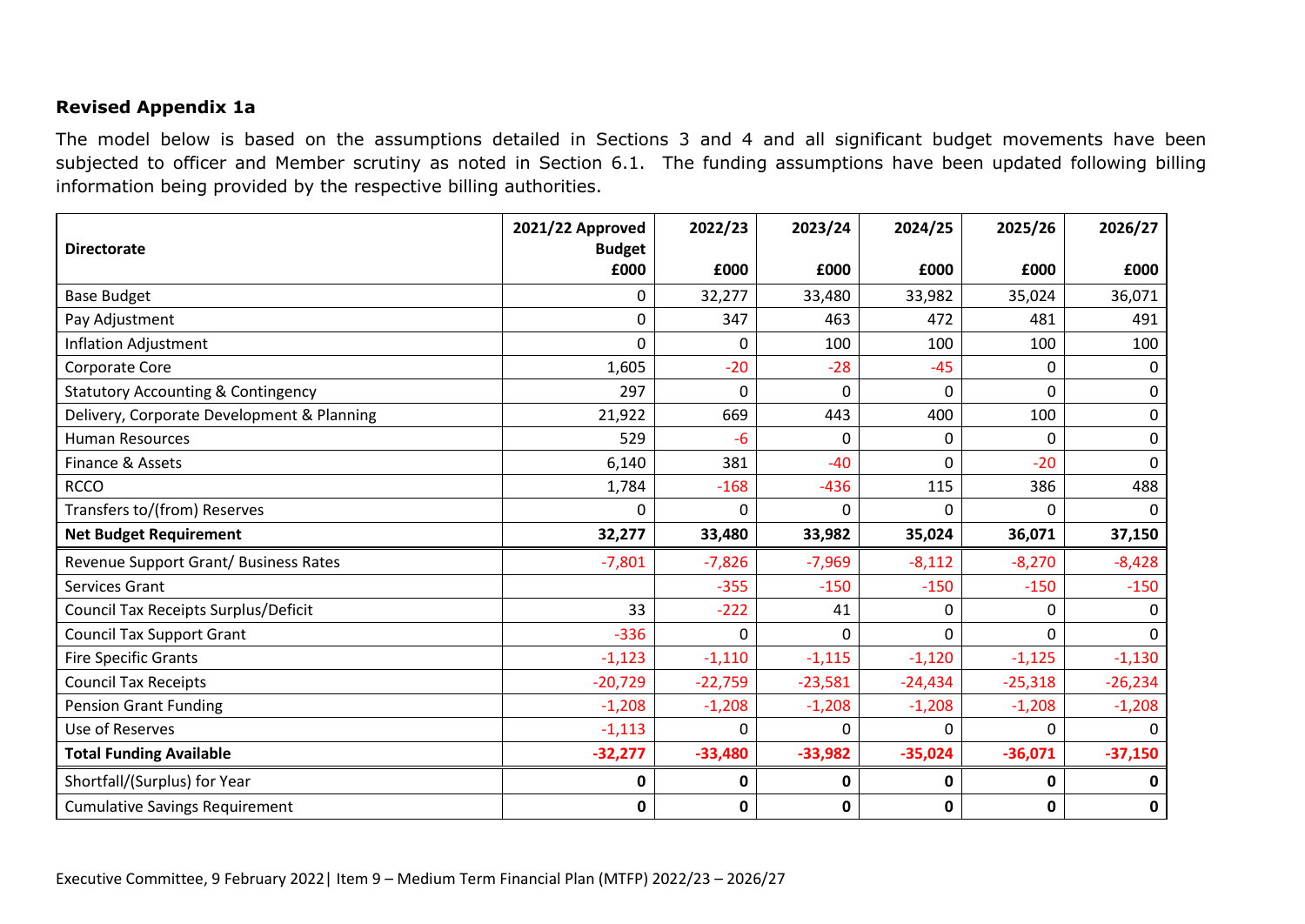**Revised Appendix 1a**

The model below is based on the assumptions detailed in Sections 3 and 4 and all significant budget movements have been subjected to officer and Member scrutiny as noted in Section 6.1. The funding assumptions have been updated following billing information being provided by the respective billing authorities.

| Directorate | 2021/22 Approved Budget £000 | 2022/23 £000 | 2023/24 £000 | 2024/25 £000 | 2025/26 £000 | 2026/27 £000 |
|---|---|---|---|---|---|---|
| Base Budget | 0 | 32,277 | 33,480 | 33,982 | 35,024 | 36,071 |
| Pay Adjustment | 0 | 347 | 463 | 472 | 481 | 491 |
| Inflation Adjustment | 0 | 0 | 100 | 100 | 100 | 100 |
| Corporate Core | 1,605 | -20 | -28 | -45 | 0 | 0 |
| Statutory Accounting & Contingency | 297 | 0 | 0 | 0 | 0 | 0 |
| Delivery, Corporate Development & Planning | 21,922 | 669 | 443 | 400 | 100 | 0 |
| Human Resources | 529 | -6 | 0 | 0 | 0 | 0 |
| Finance & Assets | 6,140 | 381 | -40 | 0 | -20 | 0 |
| RCCO | 1,784 | -168 | -436 | 115 | 386 | 488 |
| Transfers to/(from) Reserves | 0 | 0 | 0 | 0 | 0 | 0 |
| **Net Budget Requirement** | **32,277** | **33,480** | **33,982** | **35,024** | **36,071** | **37,150** |
| Revenue Support Grant/ Business Rates | -7,801 | -7,826 | -7,969 | -8,112 | -8,270 | -8,428 |
| Services Grant | | -355 | -150 | -150 | -150 | -150 |
| Council Tax Receipts Surplus/Deficit | 33 | -222 | 41 | 0 | 0 | 0 |
| Council Tax Support Grant | -336 | 0 | 0 | 0 | 0 | 0 |
| Fire Specific Grants | -1,123 | -1,110 | -1,115 | -1,120 | -1,125 | -1,130 |
| Council Tax Receipts | -20,729 | -22,759 | -23,581 | -24,434 | -25,318 | -26,234 |
| Pension Grant Funding | -1,208 | -1,208 | -1,208 | -1,208 | -1,208 | -1,208 |
| Use of Reserves | -1,113 | 0 | 0 | 0 | 0 | 0 |
| **Total Funding Available** | **-32,277** | **-33,480** | **-33,982** | **-35,024** | **-36,071** | **-37,150** |
| Shortfall/(Surplus) for Year | **0** | **0** | **0** | **0** | **0** | **0** |
| Cumulative Savings Requirement | **0** | **0** | **0** | **0** | **0** | **0** |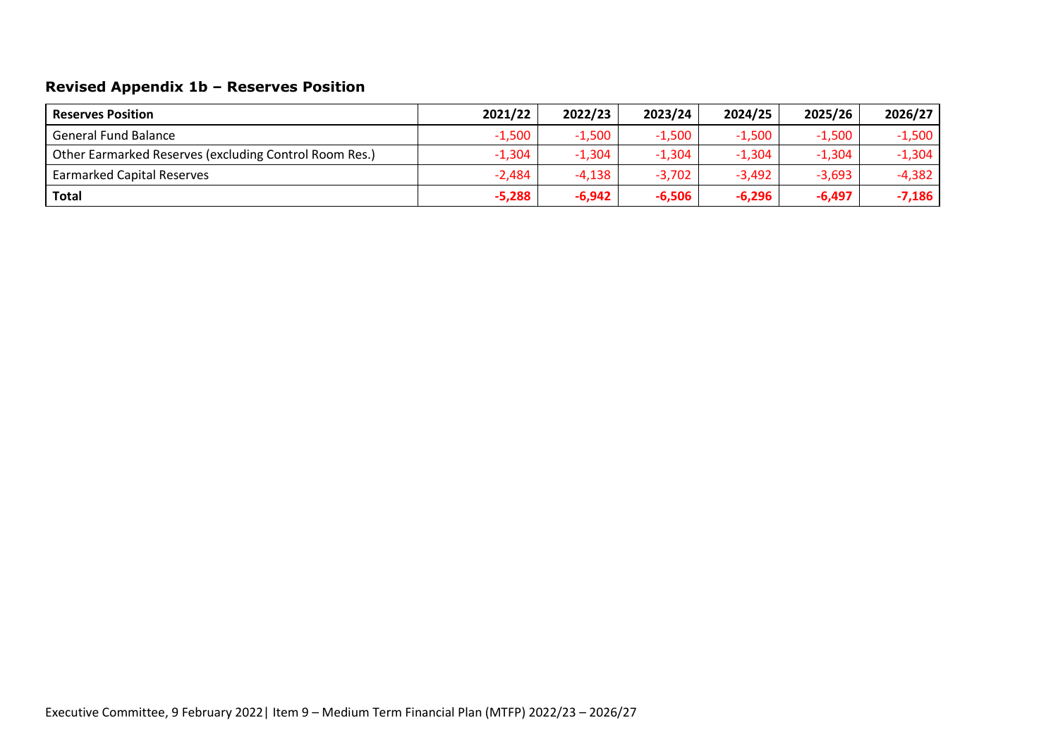### Revised Appendix 1b – Reserves Position

| Reserves Position | 2021/22 | 2022/23 | 2023/24 | 2024/25 | 2025/26 | 2026/27 |
|---|---|---|---|---|---|---|
| General Fund Balance | -1,500 | -1,500 | -1,500 | -1,500 | -1,500 | -1,500 |
| Other Earmarked Reserves (excluding Control Room Res.) | -1,304 | -1,304 | -1,304 | -1,304 | -1,304 | -1,304 |
| Earmarked Capital Reserves | -2,484 | -4,138 | -3,702 | -3,492 | -3,693 | -4,382 |
| **Total** | **-5,288** | **-6,942** | **-6,506** | **-6,296** | **-6,497** | **-7,186** |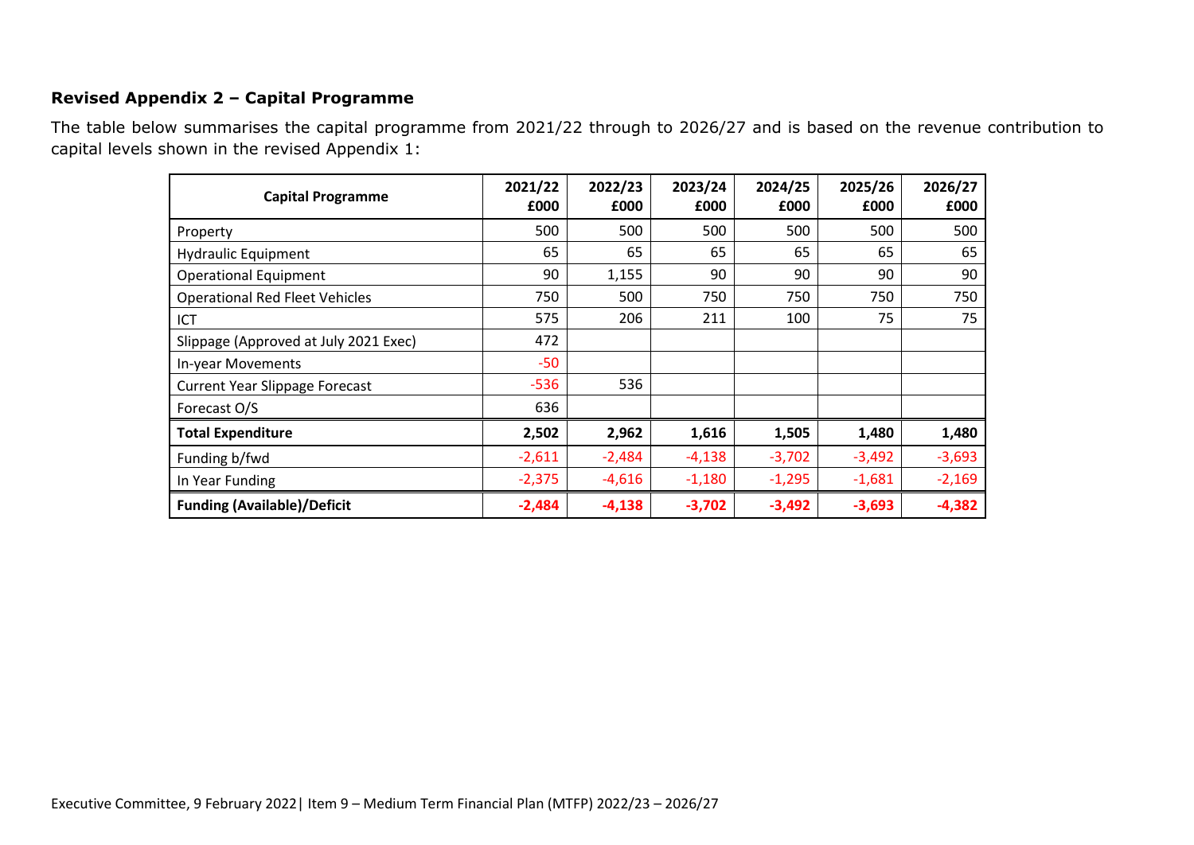**Revised Appendix 2 – Capital Programme**

The table below summarises the capital programme from 2021/22 through to 2026/27 and is based on the revenue contribution to capital levels shown in the revised Appendix 1:

| Capital Programme | 2021/22 £000 | 2022/23 £000 | 2023/24 £000 | 2024/25 £000 | 2025/26 £000 | 2026/27 £000 |
|---|---|---|---|---|---|---|
| Property | 500 | 500 | 500 | 500 | 500 | 500 |
| Hydraulic Equipment | 65 | 65 | 65 | 65 | 65 | 65 |
| Operational Equipment | 90 | 1,155 | 90 | 90 | 90 | 90 |
| Operational Red Fleet Vehicles | 750 | 500 | 750 | 750 | 750 | 750 |
| ICT | 575 | 206 | 211 | 100 | 75 | 75 |
| Slippage (Approved at July 2021 Exec) | 472 | | | | | |
| In-year Movements | -50 | | | | | |
| Current Year Slippage Forecast | -536 | 536 | | | | |
| Forecast O/S | 636 | | | | | |
| **Total Expenditure** | **2,502** | **2,962** | **1,616** | **1,505** | **1,480** | **1,480** |
| Funding b/fwd | -2,611 | -2,484 | -4,138 | -3,702 | -3,492 | -3,693 |
| In Year Funding | -2,375 | -4,616 | -1,180 | -1,295 | -1,681 | -2,169 |
| **Funding (Available)/Deficit** | **-2,484** | **-4,138** | **-3,702** | **-3,492** | **-3,693** | **-4,382** |